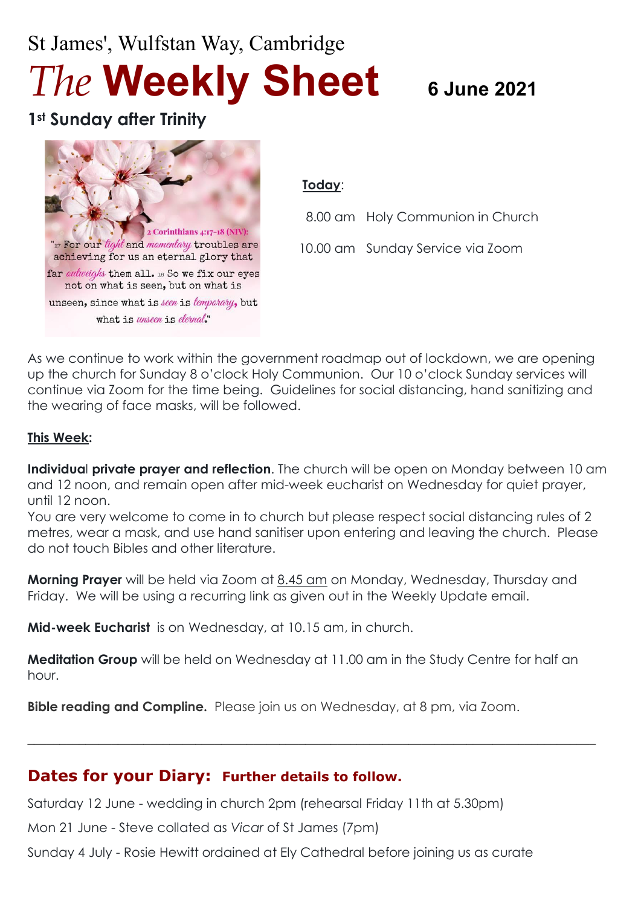St James', Wulfstan Way, Cambridge

# *The* Weekly Sheet

**6 June 2021**

## 1st Sunday after Trinity

2 Corinthians 4:17–18 (NIV):
"17 For our *light* and *momentary* troubles are achieving for us an eternal glory that far *outweighs* them all. 18 So we fix our eyes not on what is seen, but on what is unseen, since what is *seen* is *temporary*, but what is *unseen* is *eternal*."

**Today**:

8.00 am Holy Communion in Church

10.00 am Sunday Service via Zoom

As we continue to work within the government roadmap out of lockdown, we are opening up the church for Sunday 8 o'clock Holy Communion. Our 10 o'clock Sunday services will continue via Zoom for the time being. Guidelines for social distancing, hand sanitizing and the wearing of face masks, will be followed.

**This Week:**

**Individual private prayer and reflection**. The church will be open on Monday between 10 am and 12 noon, and remain open after mid-week eucharist on Wednesday for quiet prayer, until 12 noon.

You are very welcome to come in to church but please respect social distancing rules of 2 metres, wear a mask, and use hand sanitiser upon entering and leaving the church. Please do not touch Bibles and other literature.

**Morning Prayer** will be held via Zoom at 8.45 am on Monday, Wednesday, Thursday and Friday. We will be using a recurring link as given out in the Weekly Update email.

**Mid-week Eucharist** is on Wednesday, at 10.15 am, in church.

**Meditation Group** will be held on Wednesday at 11.00 am in the Study Centre for half an hour.

**Bible reading and Compline.** Please join us on Wednesday, at 8 pm, via Zoom.

---

## Dates for your Diary: Further details to follow.

Saturday 12 June - wedding in church 2pm (rehearsal Friday 11th at 5.30pm)

Mon 21 June - Steve collated as *Vicar* of St James (7pm)

Sunday 4 July - Rosie Hewitt ordained at Ely Cathedral before joining us as curate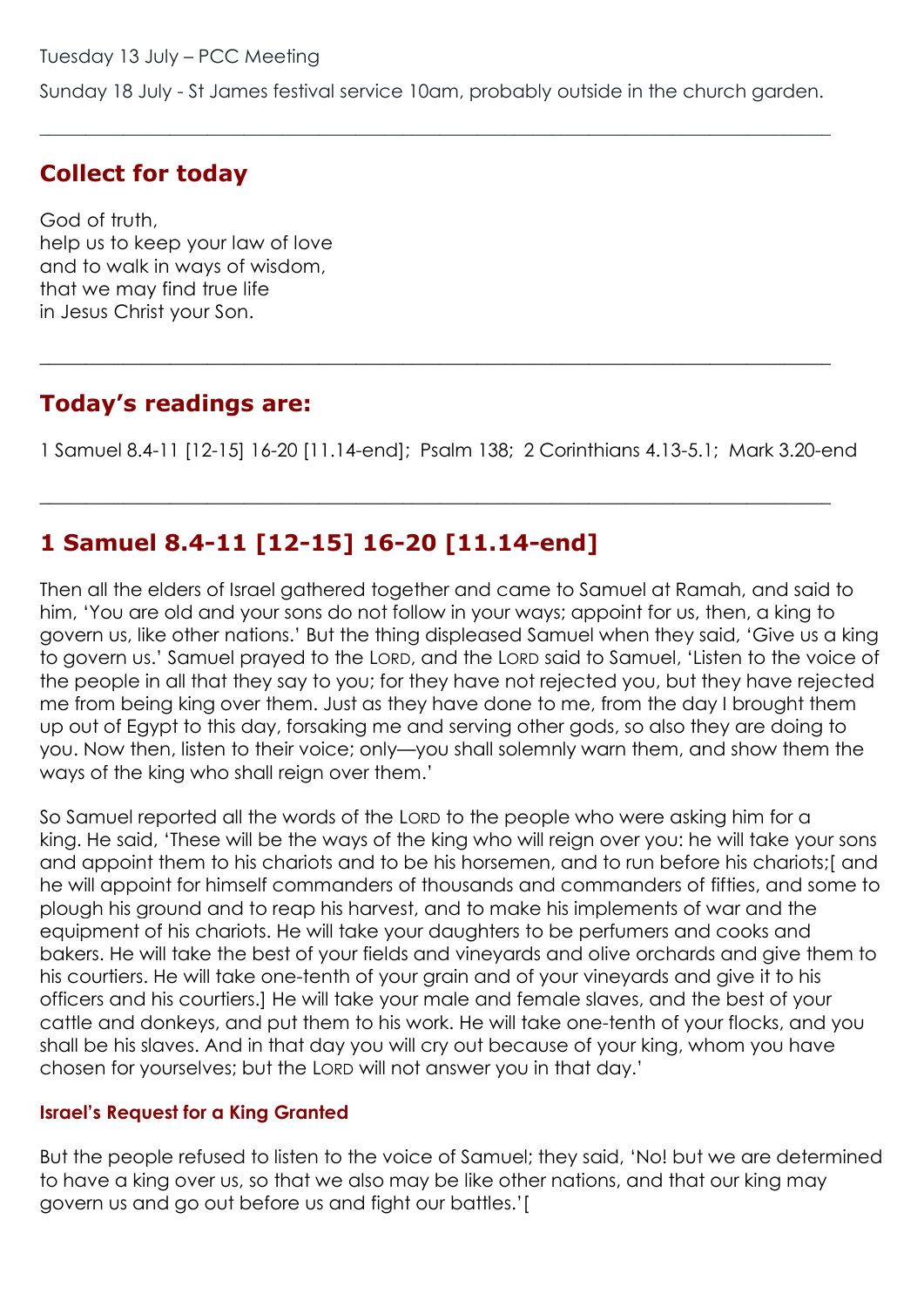Tuesday 13 July – PCC Meeting

Sunday 18 July - St James festival service 10am, probably outside in the church garden.

---

## Collect for today

God of truth,
help us to keep your law of love
and to walk in ways of wisdom,
that we may find true life
in Jesus Christ your Son.

---

## Today's readings are:

1 Samuel 8.4-11 [12-15] 16-20 [11.14-end]; Psalm 138; 2 Corinthians 4.13-5.1; Mark 3.20-end

---

## 1 Samuel 8.4-11 [12-15] 16-20 [11.14-end]

Then all the elders of Israel gathered together and came to Samuel at Ramah, and said to him, 'You are old and your sons do not follow in your ways; appoint for us, then, a king to govern us, like other nations.' But the thing displeased Samuel when they said, 'Give us a king to govern us.' Samuel prayed to the LORD, and the LORD said to Samuel, 'Listen to the voice of the people in all that they say to you; for they have not rejected you, but they have rejected me from being king over them. Just as they have done to me, from the day I brought them up out of Egypt to this day, forsaking me and serving other gods, so also they are doing to you. Now then, listen to their voice; only—you shall solemnly warn them, and show them the ways of the king who shall reign over them.'

So Samuel reported all the words of the LORD to the people who were asking him for a king. He said, 'These will be the ways of the king who will reign over you: he will take your sons and appoint them to his chariots and to be his horsemen, and to run before his chariots;[ and he will appoint for himself commanders of thousands and commanders of fifties, and some to plough his ground and to reap his harvest, and to make his implements of war and the equipment of his chariots. He will take your daughters to be perfumers and cooks and bakers. He will take the best of your fields and vineyards and olive orchards and give them to his courtiers. He will take one-tenth of your grain and of your vineyards and give it to his officers and his courtiers.] He will take your male and female slaves, and the best of your cattle and donkeys, and put them to his work. He will take one-tenth of your flocks, and you shall be his slaves. And in that day you will cry out because of your king, whom you have chosen for yourselves; but the LORD will not answer you in that day.'

#### Israel's Request for a King Granted

But the people refused to listen to the voice of Samuel; they said, 'No! but we are determined to have a king over us, so that we also may be like other nations, and that our king may govern us and go out before us and fight our battles.'[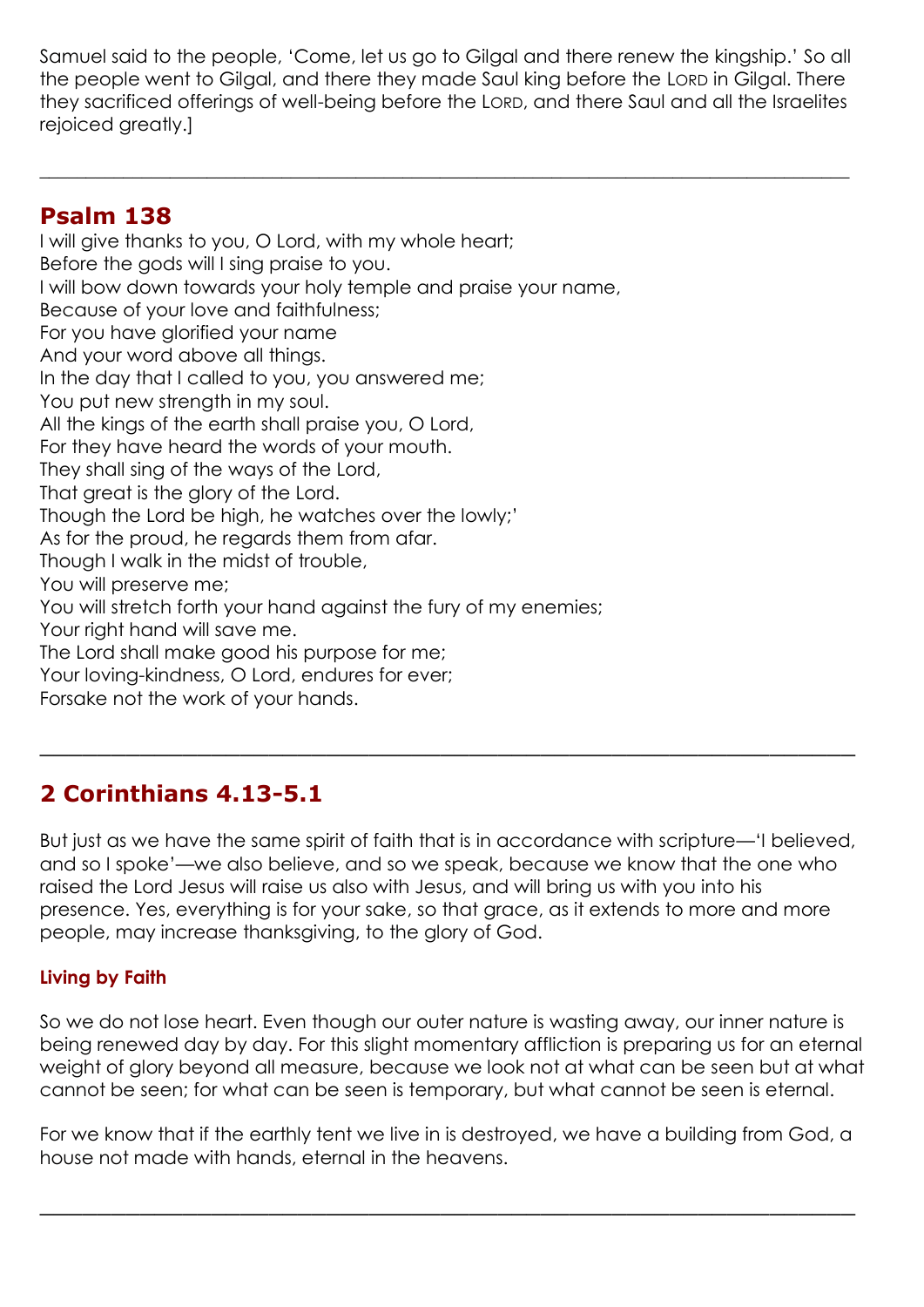Samuel said to the people, 'Come, let us go to Gilgal and there renew the kingship.' So all the people went to Gilgal, and there they made Saul king before the LORD in Gilgal. There they sacrificed offerings of well-being before the LORD, and there Saul and all the Israelites rejoiced greatly.]

---

## Psalm 138

I will give thanks to you, O Lord, with my whole heart;
Before the gods will I sing praise to you.
I will bow down towards your holy temple and praise your name,
Because of your love and faithfulness;
For you have glorified your name
And your word above all things.
In the day that I called to you, you answered me;
You put new strength in my soul.
All the kings of the earth shall praise you, O Lord,
For they have heard the words of your mouth.
They shall sing of the ways of the Lord,
That great is the glory of the Lord.
Though the Lord be high, he watches over the lowly;'
As for the proud, he regards them from afar.
Though I walk in the midst of trouble,
You will preserve me;
You will stretch forth your hand against the fury of my enemies;
Your right hand will save me.
The Lord shall make good his purpose for me;
Your loving-kindness, O Lord, endures for ever;
Forsake not the work of your hands.

---

## 2 Corinthians 4.13-5.1

But just as we have the same spirit of faith that is in accordance with scripture—'I believed, and so I spoke'—we also believe, and so we speak, because we know that the one who raised the Lord Jesus will raise us also with Jesus, and will bring us with you into his presence. Yes, everything is for your sake, so that grace, as it extends to more and more people, may increase thanksgiving, to the glory of God.

### Living by Faith

So we do not lose heart. Even though our outer nature is wasting away, our inner nature is being renewed day by day. For this slight momentary affliction is preparing us for an eternal weight of glory beyond all measure, because we look not at what can be seen but at what cannot be seen; for what can be seen is temporary, but what cannot be seen is eternal.

For we know that if the earthly tent we live in is destroyed, we have a building from God, a house not made with hands, eternal in the heavens.

---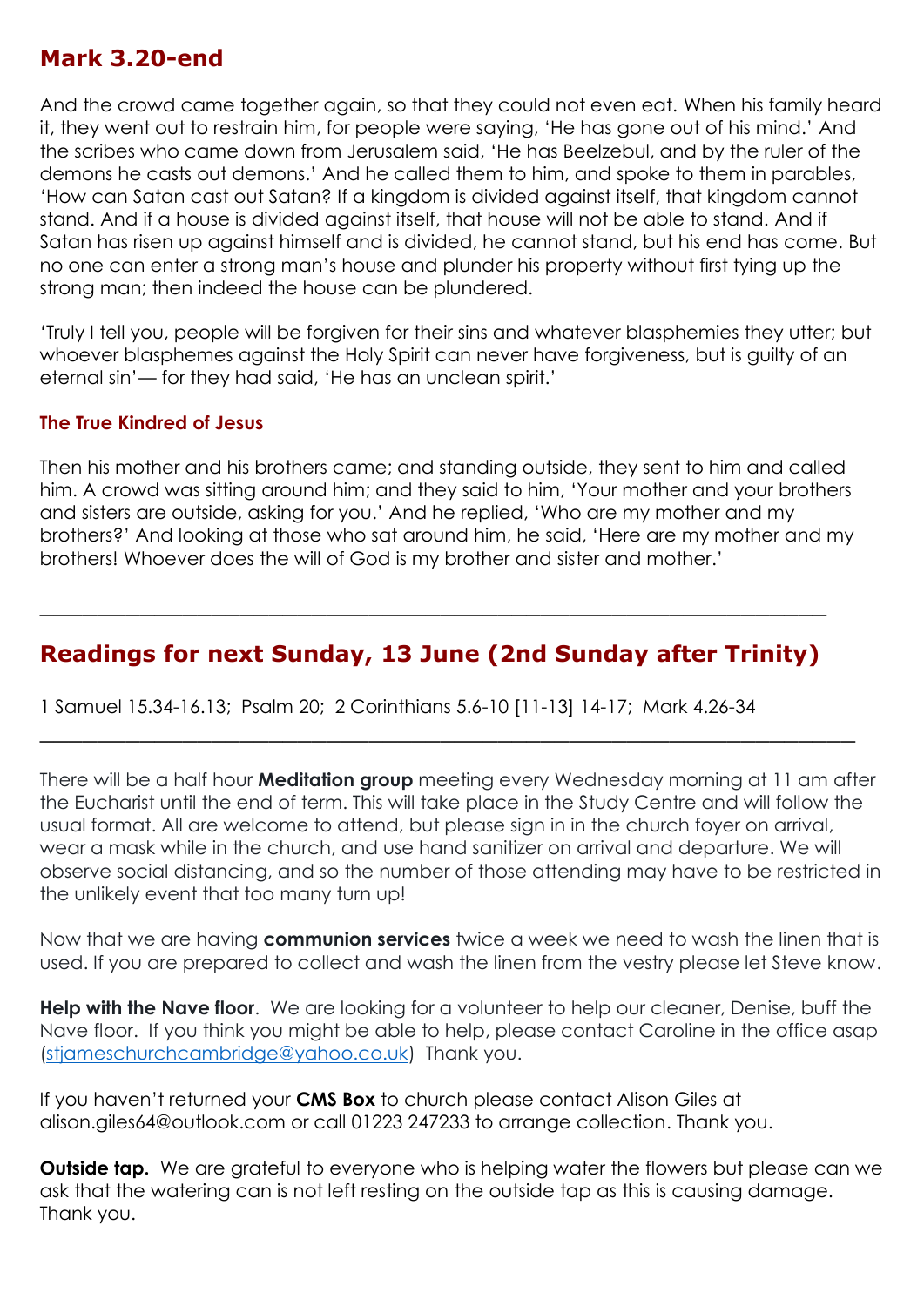## Mark 3.20-end

And the crowd came together again, so that they could not even eat. When his family heard it, they went out to restrain him, for people were saying, 'He has gone out of his mind.' And the scribes who came down from Jerusalem said, 'He has Beelzebul, and by the ruler of the demons he casts out demons.' And he called them to him, and spoke to them in parables, 'How can Satan cast out Satan? If a kingdom is divided against itself, that kingdom cannot stand. And if a house is divided against itself, that house will not be able to stand. And if Satan has risen up against himself and is divided, he cannot stand, but his end has come. But no one can enter a strong man's house and plunder his property without first tying up the strong man; then indeed the house can be plundered.

'Truly I tell you, people will be forgiven for their sins and whatever blasphemies they utter; but whoever blasphemes against the Holy Spirit can never have forgiveness, but is guilty of an eternal sin'— for they had said, 'He has an unclean spirit.'

### The True Kindred of Jesus

Then his mother and his brothers came; and standing outside, they sent to him and called him. A crowd was sitting around him; and they said to him, 'Your mother and your brothers and sisters are outside, asking for you.' And he replied, 'Who are my mother and my brothers?' And looking at those who sat around him, he said, 'Here are my mother and my brothers! Whoever does the will of God is my brother and sister and mother.'

---

## Readings for next Sunday, 13 June (2nd Sunday after Trinity)

1 Samuel 15.34-16.13;  Psalm 20;  2 Corinthians 5.6-10 [11-13] 14-17;  Mark 4.26-34

---

There will be a half hour **Meditation group** meeting every Wednesday morning at 11 am after the Eucharist until the end of term. This will take place in the Study Centre and will follow the usual format. All are welcome to attend, but please sign in in the church foyer on arrival, wear a mask while in the church, and use hand sanitizer on arrival and departure. We will observe social distancing, and so the number of those attending may have to be restricted in the unlikely event that too many turn up!

Now that we are having **communion services** twice a week we need to wash the linen that is used. If you are prepared to collect and wash the linen from the vestry please let Steve know.

**Help with the Nave floor**.  We are looking for a volunteer to help our cleaner, Denise, buff the Nave floor.  If you think you might be able to help, please contact Caroline in the office asap (stjameschurchcambridge@yahoo.co.uk)  Thank you.

If you haven't returned your **CMS Box** to church please contact Alison Giles at alison.giles64@outlook.com or call 01223 247233 to arrange collection. Thank you.

**Outside tap.**  We are grateful to everyone who is helping water the flowers but please can we ask that the watering can is not left resting on the outside tap as this is causing damage. Thank you.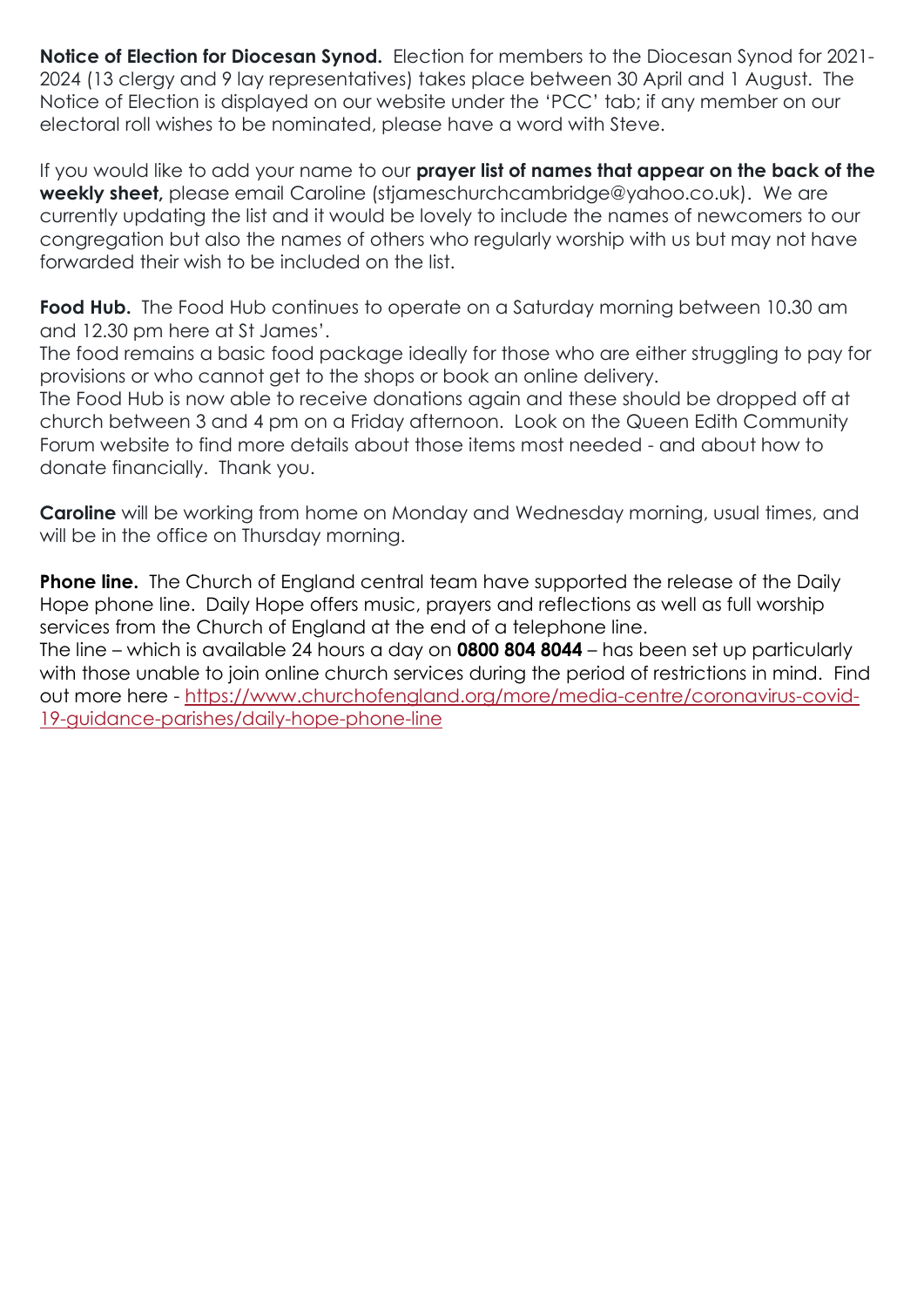**Notice of Election for Diocesan Synod.** Election for members to the Diocesan Synod for 2021-2024 (13 clergy and 9 lay representatives) takes place between 30 April and 1 August. The Notice of Election is displayed on our website under the 'PCC' tab; if any member on our electoral roll wishes to be nominated, please have a word with Steve.

If you would like to add your name to our **prayer list of names that appear on the back of the weekly sheet,** please email Caroline (stjameschurchcambridge@yahoo.co.uk). We are currently updating the list and it would be lovely to include the names of newcomers to our congregation but also the names of others who regularly worship with us but may not have forwarded their wish to be included on the list.

**Food Hub.** The Food Hub continues to operate on a Saturday morning between 10.30 am and 12.30 pm here at St James'.
The food remains a basic food package ideally for those who are either struggling to pay for provisions or who cannot get to the shops or book an online delivery.
The Food Hub is now able to receive donations again and these should be dropped off at church between 3 and 4 pm on a Friday afternoon. Look on the Queen Edith Community Forum website to find more details about those items most needed - and about how to donate financially. Thank you.

**Caroline** will be working from home on Monday and Wednesday morning, usual times, and will be in the office on Thursday morning.

**Phone line.** The Church of England central team have supported the release of the Daily Hope phone line. Daily Hope offers music, prayers and reflections as well as full worship services from the Church of England at the end of a telephone line.
The line – which is available 24 hours a day on **0800 804 8044** – has been set up particularly with those unable to join online church services during the period of restrictions in mind. Find out more here - [https://www.churchofengland.org/more/media-centre/coronavirus-covid-19-guidance-parishes/daily-hope-phone-line](https://www.churchofengland.org/more/media-centre/coronavirus-covid-19-guidance-parishes/daily-hope-phone-line)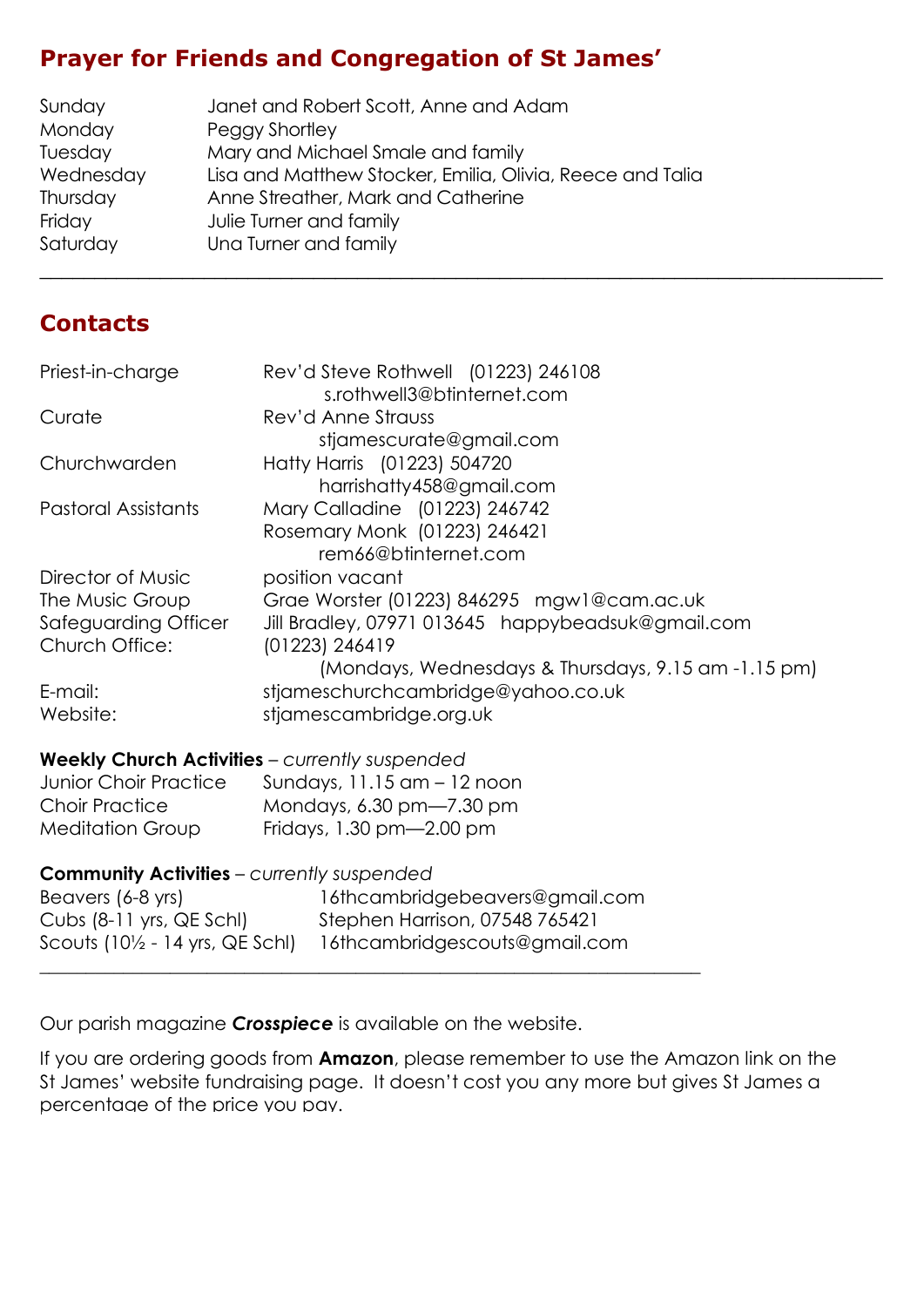## Prayer for Friends and Congregation of St James'

| | |
|---|---|
| Sunday | Janet and Robert Scott, Anne and Adam |
| Monday | Peggy Shortley |
| Tuesday | Mary and Michael Smale and family |
| Wednesday | Lisa and Matthew Stocker, Emilia, Olivia, Reece and Talia |
| Thursday | Anne Streather, Mark and Catherine |
| Friday | Julie Turner and family |
| Saturday | Una Turner and family |

---

## Contacts

| | |
|---|---|
| Priest-in-charge | Rev'd Steve Rothwell (01223) 246108<br>s.rothwell3@btinternet.com |
| Curate | Rev'd Anne Strauss<br>stjamescurate@gmail.com |
| Churchwarden | Hatty Harris (01223) 504720<br>harrishatty458@gmail.com |
| Pastoral Assistants | Mary Calladine (01223) 246742<br>Rosemary Monk (01223) 246421<br>rem66@btinternet.com |
| Director of Music | position vacant |
| The Music Group | Grae Worster (01223) 846295 mgw1@cam.ac.uk |
| Safeguarding Officer | Jill Bradley, 07971 013645 happybeadsuk@gmail.com |
| Church Office: | (01223) 246419<br>(Mondays, Wednesdays & Thursdays, 9.15 am -1.15 pm) |
| E-mail: | stjameschurchcambridge@yahoo.co.uk |
| Website: | stjamescambridge.org.uk |

**Weekly Church Activities** – *currently suspended*

| | |
|---|---|
| Junior Choir Practice | Sundays, 11.15 am – 12 noon |
| Choir Practice | Mondays, 6.30 pm—7.30 pm |
| Meditation Group | Fridays, 1.30 pm—2.00 pm |

**Community Activities** – *currently suspended*

| | |
|---|---|
| Beavers (6-8 yrs) | 16thcambridgebeavers@gmail.com |
| Cubs (8-11 yrs, QE Schl) | Stephen Harrison, 07548 765421 |
| Scouts (10½ - 14 yrs, QE Schl) | 16thcambridgescouts@gmail.com |

---

Our parish magazine ***Crosspiece*** is available on the website.

If you are ordering goods from **Amazon**, please remember to use the Amazon link on the St James' website fundraising page. It doesn't cost you any more but gives St James a percentage of the price you pay.